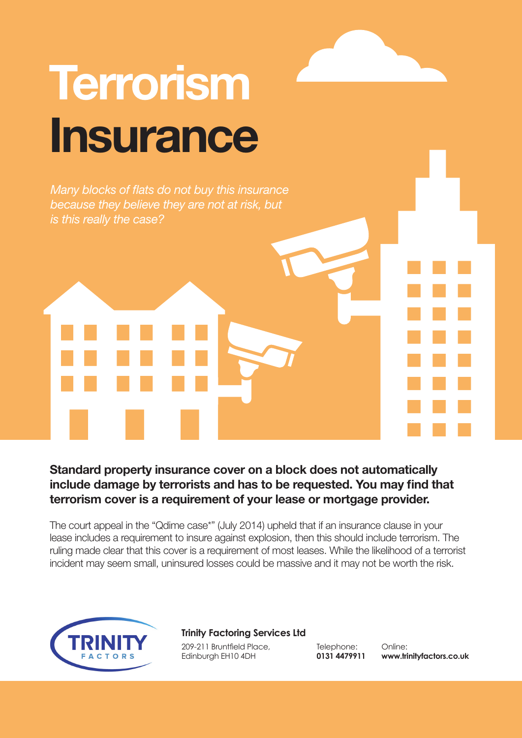# Terrorism Insurance

*Many blocks of flats do not buy this insurance because they believe they are not at risk, but is this really the case?*

**Standard property insurance cover on a block does not automatically include damage by terrorists and has to be requested. You may find that terrorism cover is a requirement of your lease or mortgage provider.**

The court appeal in the "Qdime case*" (July 2014) upheld that if an insurance clause in your lease includes a requirement to insure against explosion, then this should include terrorism. The ruling made clear that this cover is a requirement of most leases. While the likelihood of a terrorist incident may seem small, uninsured losses could be massive and it may not be worth the risk.

TRINITY FACTORS

**Trinity Factoring Services Ltd**
209-211 Bruntfield Place,
Edinburgh EH10 4DH

Telephone:
**0131 4479911**

Online:
**www.trinityfactors.co.uk**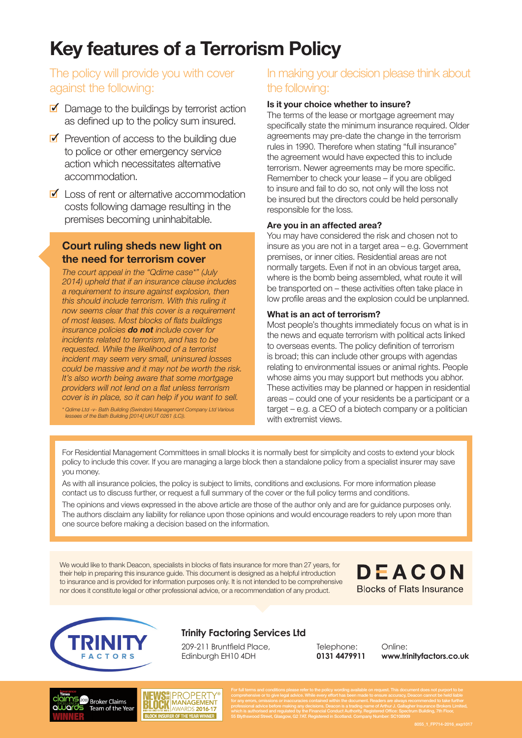# Key features of a Terrorism Policy

## The policy will provide you with cover against the following:

- ☑ Damage to the buildings by terrorist action as defined up to the policy sum insured.
- ☑ Prevention of access to the building due to police or other emergency service action which necessitates alternative accommodation.
- ☑ Loss of rent or alternative accommodation costs following damage resulting in the premises becoming uninhabitable.

### Court ruling sheds new light on the need for terrorism cover

*The court appeal in the "Qdime case*" (July 2014) upheld that if an insurance clause includes a requirement to insure against explosion, then this should include terrorism. With this ruling it now seems clear that this cover is a requirement of most leases. Most blocks of flats buildings insurance policies **do not** include cover for incidents related to terrorism, and has to be requested. While the likelihood of a terrorist incident may seem very small, uninsured losses could be massive and it may not be worth the risk. It's also worth being aware that some mortgage providers will not lend on a flat unless terrorism cover is in place, so it can help if you want to sell.*

*\* Qdime Ltd -v- Bath Building (Swindon) Management Company Ltd Various lessees of the Bath Building [2014] UKUT 0261 (LC)).*

## In making your decision please think about the following:

**Is it your choice whether to insure?**

The terms of the lease or mortgage agreement may specifically state the minimum insurance required. Older agreements may pre-date the change in the terrorism rules in 1990. Therefore when stating "full insurance" the agreement would have expected this to include terrorism. Newer agreements may be more specific. Remember to check your lease – if you are obliged to insure and fail to do so, not only will the loss not be insured but the directors could be held personally responsible for the loss.

**Are you in an affected area?**

You may have considered the risk and chosen not to insure as you are not in a target area – e.g. Government premises, or inner cities. Residential areas are not normally targets. Even if not in an obvious target area, where is the bomb being assembled, what route it will be transported on – these activities often take place in low profile areas and the explosion could be unplanned.

**What is an act of terrorism?**

Most people's thoughts immediately focus on what is in the news and equate terrorism with political acts linked to overseas events. The policy definition of terrorism is broad; this can include other groups with agendas relating to environmental issues or animal rights. People whose aims you may support but methods you abhor. These activities may be planned or happen in residential areas – could one of your residents be a participant or a target – e.g. a CEO of a biotech company or a politician with extremist views.

For Residential Management Committees in small blocks it is normally best for simplicity and costs to extend your block policy to include this cover. If you are managing a large block then a standalone policy from a specialist insurer may save you money.

As with all insurance policies, the policy is subject to limits, conditions and exclusions. For more information please contact us to discuss further, or request a full summary of the cover or the full policy terms and conditions.

The opinions and views expressed in the above article are those of the author only and are for guidance purposes only. The authors disclaim any liability for reliance upon those opinions and would encourage readers to rely upon more than one source before making a decision based on the information.

We would like to thank Deacon, specialists in blocks of flats insurance for more than 27 years, for their help in preparing this insurance guide. This document is designed as a helpful introduction to insurance and is provided for information purposes only. It is not intended to be comprehensive nor does it constitute legal or other professional advice, or a recommendation of any product.

DEACON
Blocks of Flats Insurance

TRINITY FACTORS

**Trinity Factoring Services Ltd**

209-211 Bruntfield Place, Edinburgh EH10 4DH

Telephone: **0131 4479911**

Online: **www.trinityfactors.co.uk**

Insurance Times claims awards 2016 Broker Claims Team of the Year WINNER

News on the Block Property Management Awards 2016-17 Block Insurer of the Year Winner

For full terms and conditions please refer to the policy wording available on request. This document does not purport to be comprehensive or to give legal advice. While every effort has been made to ensure accuracy, Deacon cannot be held liable for any errors, omissions or inaccuracies contained within the document. Readers are always recommended to take further professional advice before making any decisions. Deacon is a trading name of Arthur J. Gallagher Insurance Brokers Limited, which is authorised and regulated by the Financial Conduct Authority. Registered Office: Spectrum Building, 7th Floor, 55 Blythswood Street, Glasgow, G2 7AT. Registered in Scotland. Company Number: SC108909

8055_1_FP714-2016_exp1017